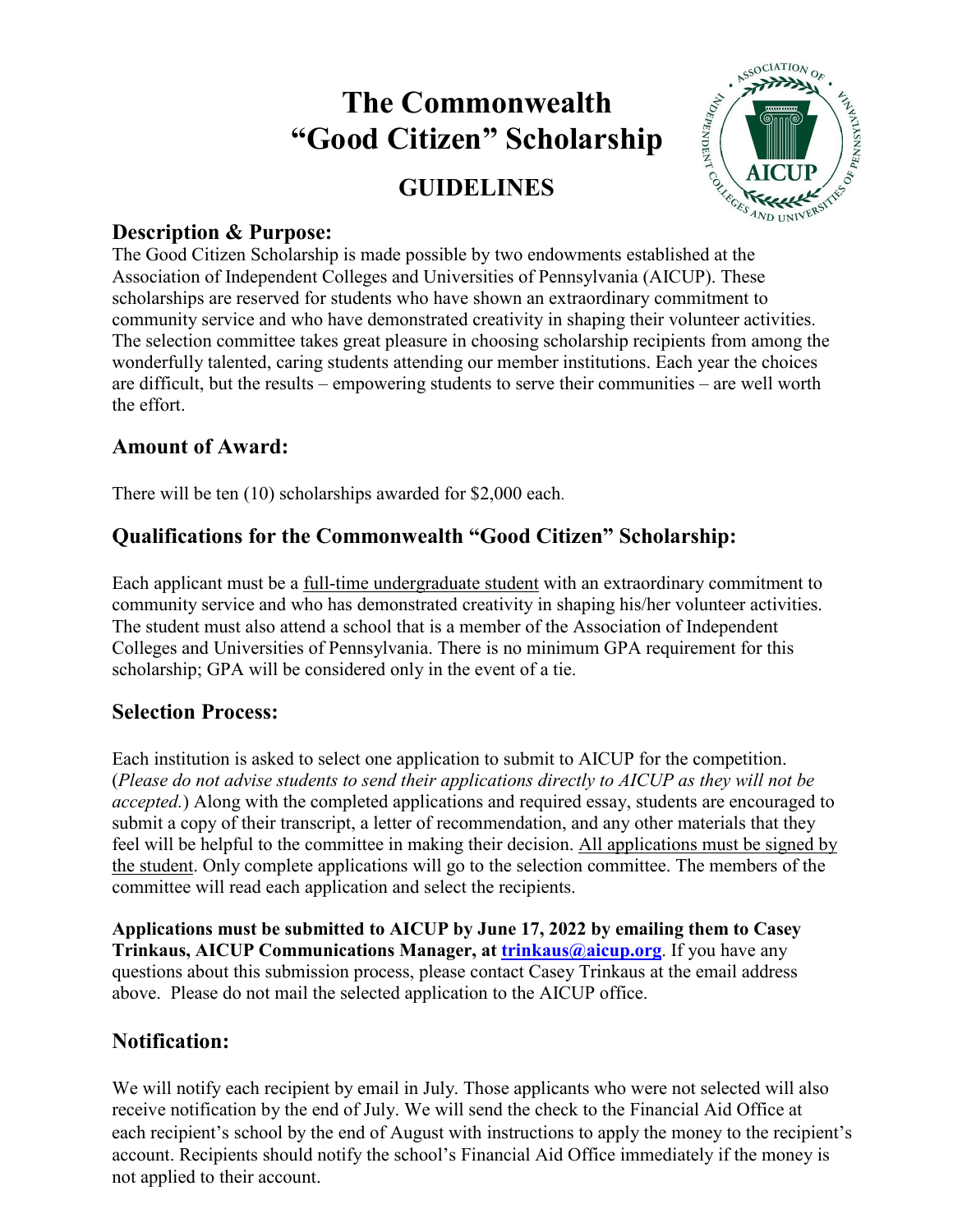# The Commonwealth "Good Citizen" Scholarship

## GUIDELINES

### Description & Purpose:

The Good Citizen Scholarship is made possible by two endowments established at the Association of Independent Colleges and Universities of Pennsylvania (AICUP). These scholarships are reserved for students who have shown an extraordinary commitment to community service and who have demonstrated creativity in shaping their volunteer activities. The selection committee takes great pleasure in choosing scholarship recipients from among the wonderfully talented, caring students attending our member institutions. Each year the choices are difficult, but the results – empowering students to serve their communities – are well worth the effort.

### Amount of Award:

There will be ten (10) scholarships awarded for $2,000 each.

### Qualifications for the Commonwealth "Good Citizen" Scholarship:

Each applicant must be a <u>full-time undergraduate student</u> with an extraordinary commitment to community service and who has demonstrated creativity in shaping his/her volunteer activities. The student must also attend a school that is a member of the Association of Independent Colleges and Universities of Pennsylvania. There is no minimum GPA requirement for this scholarship; GPA will be considered only in the event of a tie.

### Selection Process:

Each institution is asked to select one application to submit to AICUP for the competition. (*Please do not advise students to send their applications directly to AICUP as they will not be accepted.*) Along with the completed applications and required essay, students are encouraged to submit a copy of their transcript, a letter of recommendation, and any other materials that they feel will be helpful to the committee in making their decision. <u>All applications must be signed by the student</u>. Only complete applications will go to the selection committee. The members of the committee will read each application and select the recipients.

**Applications must be submitted to AICUP by June 17, 2022 by emailing them to Casey Trinkaus, AICUP Communications Manager, at [trinkaus@aicup.org](mailto:trinkaus@aicup.org)**. If you have any questions about this submission process, please contact Casey Trinkaus at the email address above. Please do not mail the selected application to the AICUP office.

### Notification:

We will notify each recipient by email in July. Those applicants who were not selected will also receive notification by the end of July. We will send the check to the Financial Aid Office at each recipient's school by the end of August with instructions to apply the money to the recipient's account. Recipients should notify the school's Financial Aid Office immediately if the money is not applied to their account.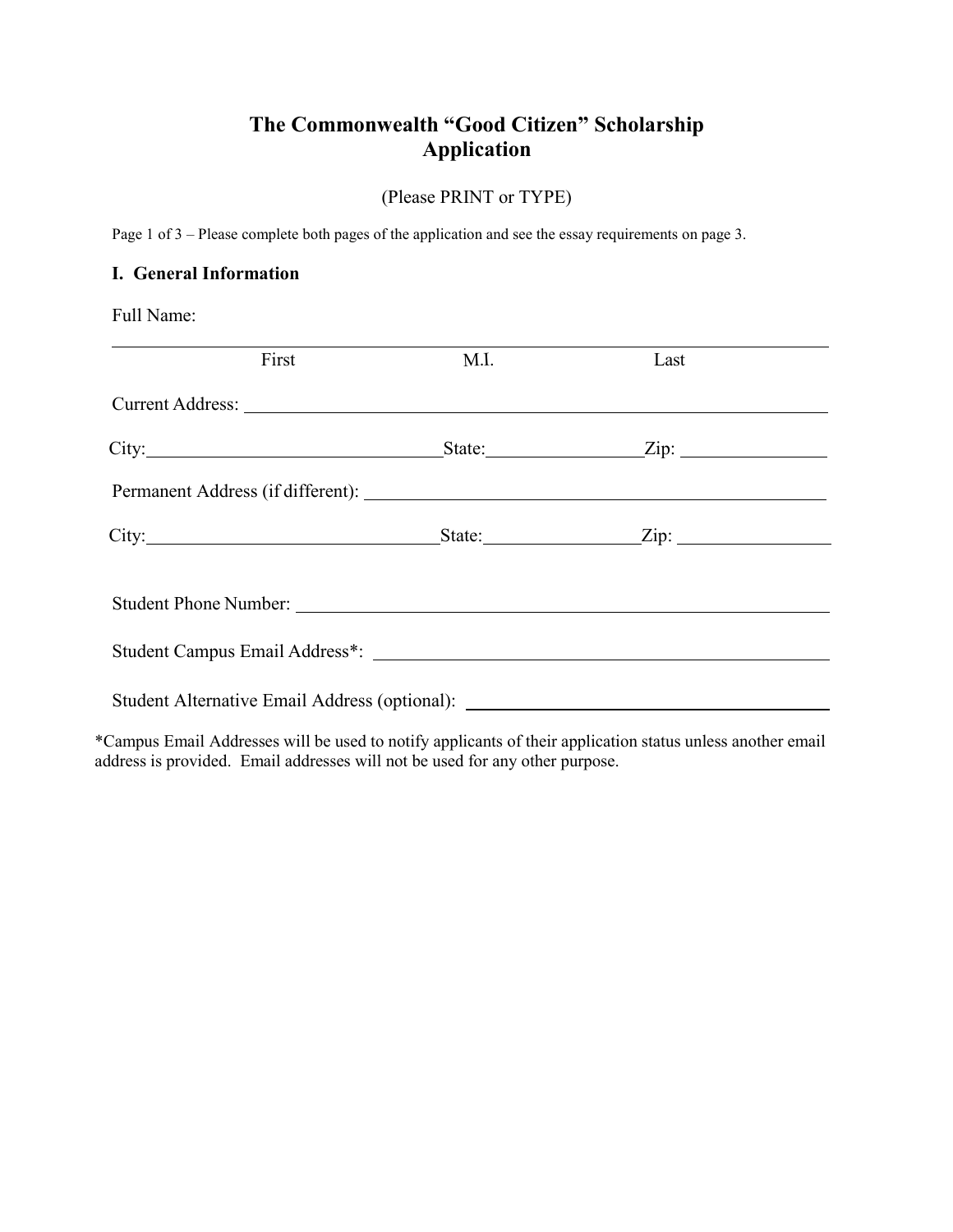# The Commonwealth "Good Citizen" Scholarship Application

(Please PRINT or TYPE)

Page 1 of 3 – Please complete both pages of the application and see the essay requirements on page 3.

## I. General Information

Full Name:

\_\_\_\_\_\_\_\_\_\_\_\_\_\_\_\_\_\_\_\_\_\_\_\_\_\_\_\_\_\_\_\_\_\_\_\_\_\_\_\_\_\_\_\_\_\_\_\_\_\_\_\_\_\_\_\_\_\_\_\_\_\_\_\_\_\_\_\_\_\_

First M.I. Last

Current Address: \_\_\_\_\_\_\_\_\_\_\_\_\_\_\_\_\_\_\_\_\_\_\_\_\_\_\_\_\_\_\_\_\_\_\_\_\_\_\_\_\_\_\_\_\_\_\_\_\_\_\_\_\_\_

City:\_\_\_\_\_\_\_\_\_\_\_\_\_\_\_\_\_\_\_\_\_\_\_\_\_\_State:\_\_\_\_\_\_\_\_\_\_\_\_\_\_Zip: \_\_\_\_\_\_\_\_\_\_\_\_\_\_

Permanent Address (if different): \_\_\_\_\_\_\_\_\_\_\_\_\_\_\_\_\_\_\_\_\_\_\_\_\_\_\_\_\_\_\_\_\_\_\_\_\_\_\_\_

City:\_\_\_\_\_\_\_\_\_\_\_\_\_\_\_\_\_\_\_\_\_\_\_\_\_\_State:\_\_\_\_\_\_\_\_\_\_\_\_\_\_Zip: \_\_\_\_\_\_\_\_\_\_\_\_\_\_

Student Phone Number: \_\_\_\_\_\_\_\_\_\_\_\_\_\_\_\_\_\_\_\_\_\_\_\_\_\_\_\_\_\_\_\_\_\_\_\_\_\_\_\_\_\_\_\_\_\_\_\_\_\_

Student Campus Email Address*: \_\_\_\_\_\_\_\_\_\_\_\_\_\_\_\_\_\_\_\_\_\_\_\_\_\_\_\_\_\_\_\_\_\_\_\_\_\_\_\_\_\_

Student Alternative Email Address (optional): \_\_\_\_\_\_\_\_\_\_\_\_\_\_\_\_\_\_\_\_\_\_\_\_\_\_\_\_\_\_\_\_\_\_

*Campus Email Addresses will be used to notify applicants of their application status unless another email address is provided. Email addresses will not be used for any other purpose.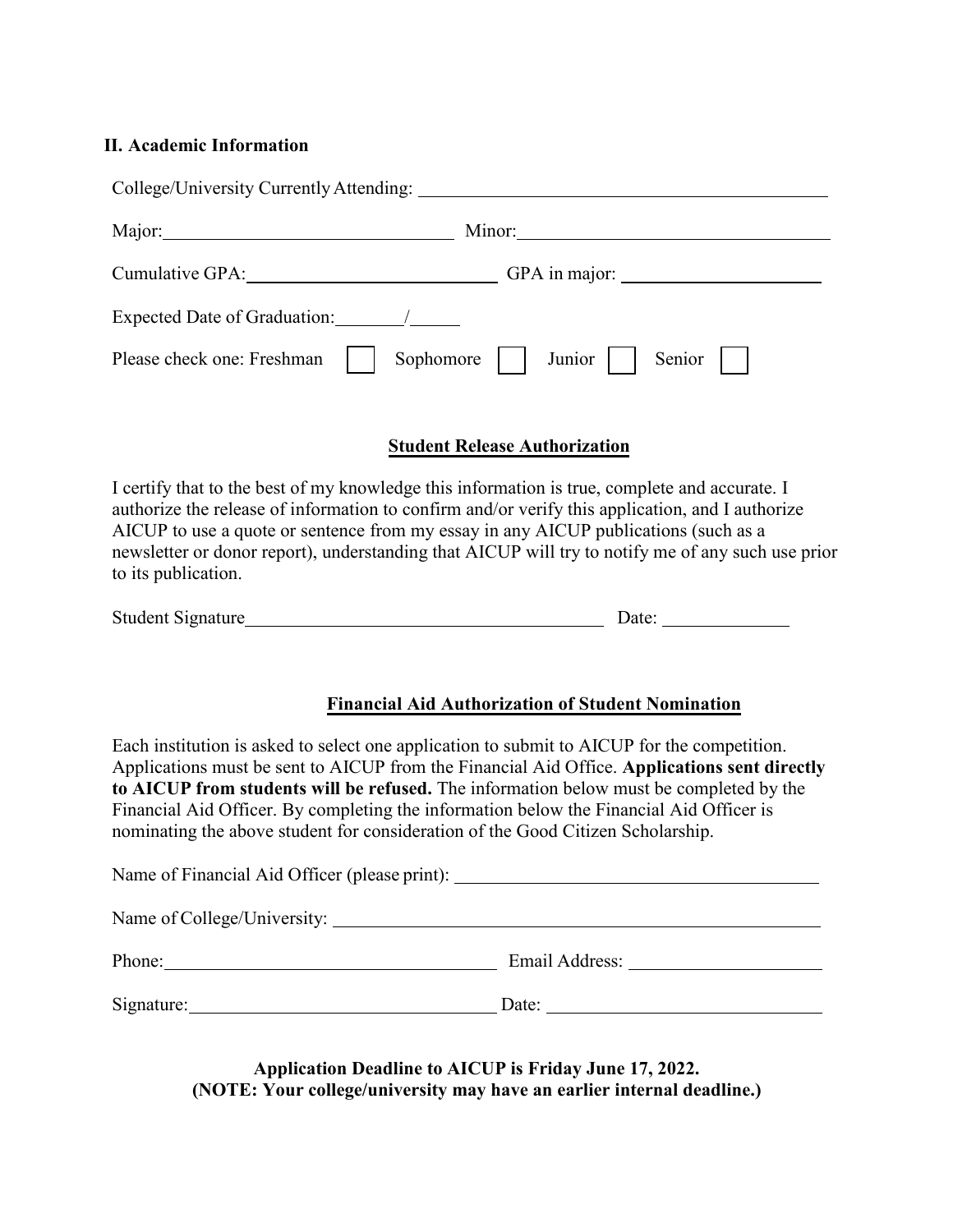## II. Academic Information

College/University Currently Attending: ______________________________

Major: ____________________ Minor: ____________________

Cumulative GPA: ____________________ GPA in major: ____________________

Expected Date of Graduation: ______/______

Please check one: Freshman ☐ Sophomore ☐ Junior ☐ Senior ☐

### Student Release Authorization

I certify that to the best of my knowledge this information is true, complete and accurate. I authorize the release of information to confirm and/or verify this application, and I authorize AICUP to use a quote or sentence from my essay in any AICUP publications (such as a newsletter or donor report), understanding that AICUP will try to notify me of any such use prior to its publication.

Student Signature ______________________________ Date: ____________

### Financial Aid Authorization of Student Nomination

Each institution is asked to select one application to submit to AICUP for the competition. Applications must be sent to AICUP from the Financial Aid Office. **Applications sent directly to AICUP from students will be refused.** The information below must be completed by the Financial Aid Officer. By completing the information below the Financial Aid Officer is nominating the above student for consideration of the Good Citizen Scholarship.

Name of Financial Aid Officer (please print): ______________________________

Name of College/University: ______________________________

Phone: ____________________ Email Address: ____________________

Signature: ____________________ Date: ____________________

**Application Deadline to AICUP is Friday June 17, 2022.**
**(NOTE: Your college/university may have an earlier internal deadline.)**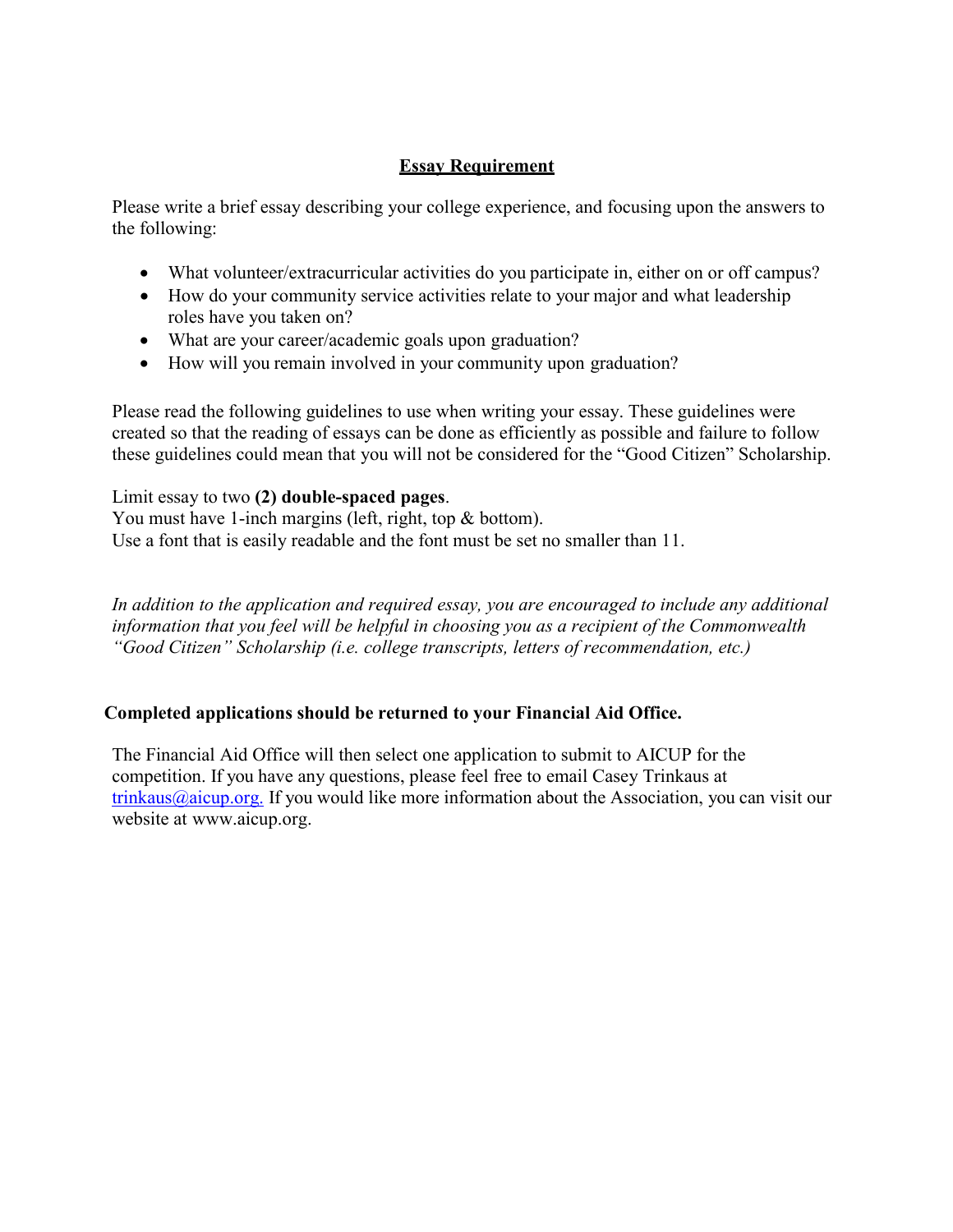## Essay Requirement

Please write a brief essay describing your college experience, and focusing upon the answers to the following:

- What volunteer/extracurricular activities do you participate in, either on or off campus?
- How do your community service activities relate to your major and what leadership roles have you taken on?
- What are your career/academic goals upon graduation?
- How will you remain involved in your community upon graduation?

Please read the following guidelines to use when writing your essay. These guidelines were created so that the reading of essays can be done as efficiently as possible and failure to follow these guidelines could mean that you will not be considered for the "Good Citizen" Scholarship.

Limit essay to two **(2) double-spaced pages**.
You must have 1-inch margins (left, right, top & bottom).
Use a font that is easily readable and the font must be set no smaller than 11.

*In addition to the application and required essay, you are encouraged to include any additional information that you feel will be helpful in choosing you as a recipient of the Commonwealth "Good Citizen" Scholarship (i.e. college transcripts, letters of recommendation, etc.)*

**Completed applications should be returned to your Financial Aid Office.**

The Financial Aid Office will then select one application to submit to AICUP for the competition. If you have any questions, please feel free to email Casey Trinkaus at trinkaus@aicup.org. If you would like more information about the Association, you can visit our website at www.aicup.org.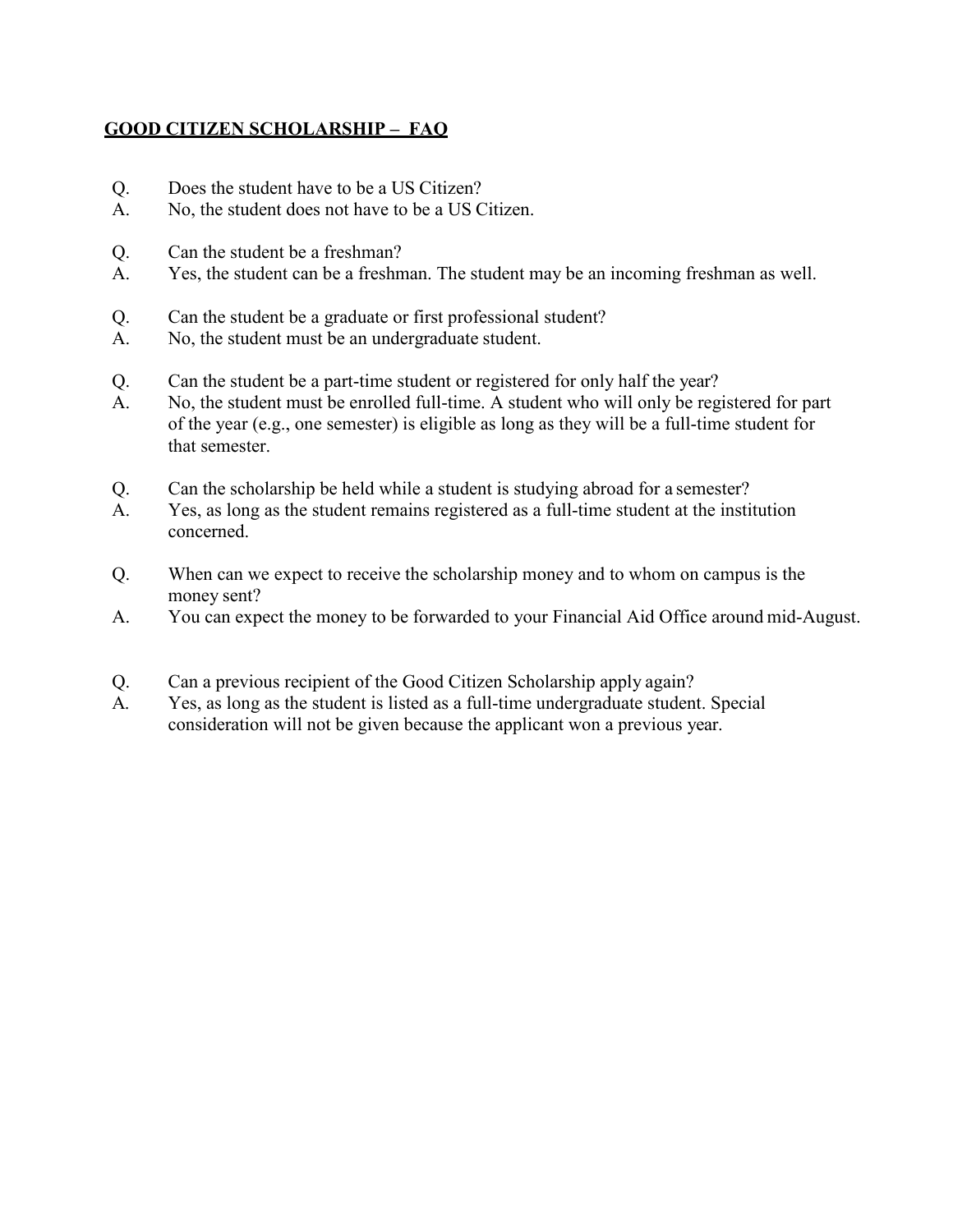## GOOD CITIZEN SCHOLARSHIP – FAQ

Q. Does the student have to be a US Citizen?
A. No, the student does not have to be a US Citizen.

Q. Can the student be a freshman?
A. Yes, the student can be a freshman. The student may be an incoming freshman as well.

Q. Can the student be a graduate or first professional student?
A. No, the student must be an undergraduate student.

Q. Can the student be a part-time student or registered for only half the year?
A. No, the student must be enrolled full-time. A student who will only be registered for part of the year (e.g., one semester) is eligible as long as they will be a full-time student for that semester.

Q. Can the scholarship be held while a student is studying abroad for a semester?
A. Yes, as long as the student remains registered as a full-time student at the institution concerned.

Q. When can we expect to receive the scholarship money and to whom on campus is the money sent?
A. You can expect the money to be forwarded to your Financial Aid Office around mid-August.

Q. Can a previous recipient of the Good Citizen Scholarship apply again?
A. Yes, as long as the student is listed as a full-time undergraduate student. Special consideration will not be given because the applicant won a previous year.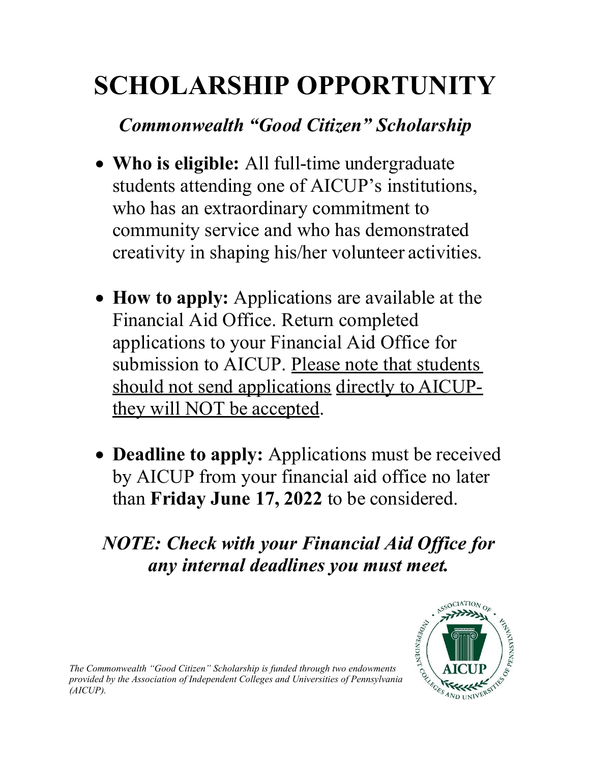# SCHOLARSHIP OPPORTUNITY

## *Commonwealth "Good Citizen" Scholarship*

- **Who is eligible:** All full-time undergraduate students attending one of AICUP's institutions, who has an extraordinary commitment to community service and who has demonstrated creativity in shaping his/her volunteer activities.

- **How to apply:** Applications are available at the Financial Aid Office. Return completed applications to your Financial Aid Office for submission to AICUP. Please note that students should not send applications directly to AICUP- they will NOT be accepted.

- **Deadline to apply:** Applications must be received by AICUP from your financial aid office no later than **Friday June 17, 2022** to be considered.

***NOTE: Check with your Financial Aid Office for any internal deadlines you must meet.***

*The Commonwealth "Good Citizen" Scholarship is funded through two endowments provided by the Association of Independent Colleges and Universities of Pennsylvania (AICUP).*